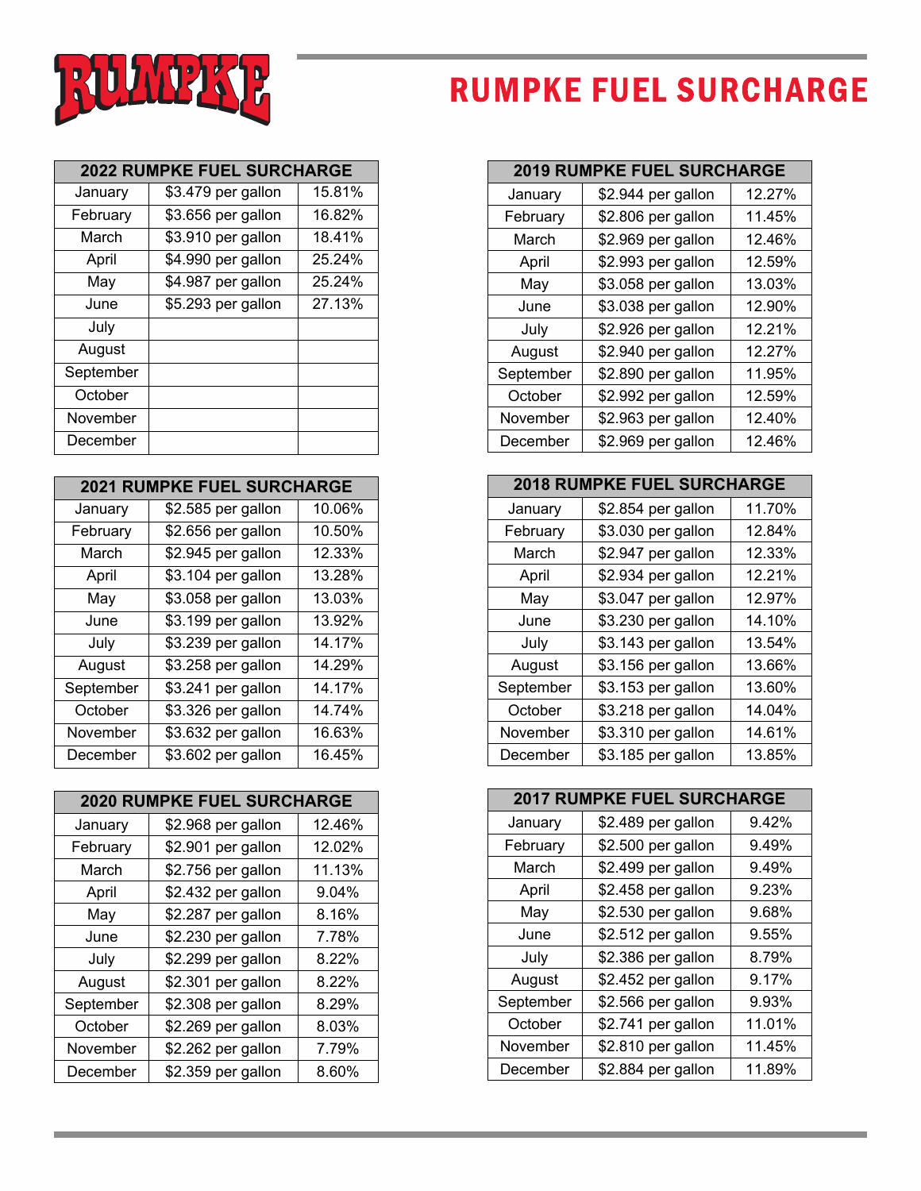# RUMPKE FUEL SURCHARGE

| 2022 RUMPKE FUEL SURCHARGE | | |
|---|---|---|
| January | $3.479 per gallon | 15.81% |
| February | $3.656 per gallon | 16.82% |
| March | $3.910 per gallon | 18.41% |
| April | $4.990 per gallon | 25.24% |
| May | $4.987 per gallon | 25.24% |
| June | $5.293 per gallon | 27.13% |
| July | | |
| August | | |
| September | | |
| October | | |
| November | | |
| December | | |

| 2021 RUMPKE FUEL SURCHARGE | | |
|---|---|---|
| January | $2.585 per gallon | 10.06% |
| February | $2.656 per gallon | 10.50% |
| March | $2.945 per gallon | 12.33% |
| April | $3.104 per gallon | 13.28% |
| May | $3.058 per gallon | 13.03% |
| June | $3.199 per gallon | 13.92% |
| July | $3.239 per gallon | 14.17% |
| August | $3.258 per gallon | 14.29% |
| September | $3.241 per gallon | 14.17% |
| October | $3.326 per gallon | 14.74% |
| November | $3.632 per gallon | 16.63% |
| December | $3.602 per gallon | 16.45% |

| 2020 RUMPKE FUEL SURCHARGE | | |
|---|---|---|
| January | $2.968 per gallon | 12.46% |
| February | $2.901 per gallon | 12.02% |
| March | $2.756 per gallon | 11.13% |
| April | $2.432 per gallon | 9.04% |
| May | $2.287 per gallon | 8.16% |
| June | $2.230 per gallon | 7.78% |
| July | $2.299 per gallon | 8.22% |
| August | $2.301 per gallon | 8.22% |
| September | $2.308 per gallon | 8.29% |
| October | $2.269 per gallon | 8.03% |
| November | $2.262 per gallon | 7.79% |
| December | $2.359 per gallon | 8.60% |

| 2019 RUMPKE FUEL SURCHARGE | | |
|---|---|---|
| January | $2.944 per gallon | 12.27% |
| February | $2.806 per gallon | 11.45% |
| March | $2.969 per gallon | 12.46% |
| April | $2.993 per gallon | 12.59% |
| May | $3.058 per gallon | 13.03% |
| June | $3.038 per gallon | 12.90% |
| July | $2.926 per gallon | 12.21% |
| August | $2.940 per gallon | 12.27% |
| September | $2.890 per gallon | 11.95% |
| October | $2.992 per gallon | 12.59% |
| November | $2.963 per gallon | 12.40% |
| December | $2.969 per gallon | 12.46% |

| 2018 RUMPKE FUEL SURCHARGE | | |
|---|---|---|
| January | $2.854 per gallon | 11.70% |
| February | $3.030 per gallon | 12.84% |
| March | $2.947 per gallon | 12.33% |
| April | $2.934 per gallon | 12.21% |
| May | $3.047 per gallon | 12.97% |
| June | $3.230 per gallon | 14.10% |
| July | $3.143 per gallon | 13.54% |
| August | $3.156 per gallon | 13.66% |
| September | $3.153 per gallon | 13.60% |
| October | $3.218 per gallon | 14.04% |
| November | $3.310 per gallon | 14.61% |
| December | $3.185 per gallon | 13.85% |

| 2017 RUMPKE FUEL SURCHARGE | | |
|---|---|---|
| January | $2.489 per gallon | 9.42% |
| February | $2.500 per gallon | 9.49% |
| March | $2.499 per gallon | 9.49% |
| April | $2.458 per gallon | 9.23% |
| May | $2.530 per gallon | 9.68% |
| June | $2.512 per gallon | 9.55% |
| July | $2.386 per gallon | 8.79% |
| August | $2.452 per gallon | 9.17% |
| September | $2.566 per gallon | 9.93% |
| October | $2.741 per gallon | 11.01% |
| November | $2.810 per gallon | 11.45% |
| December | $2.884 per gallon | 11.89% |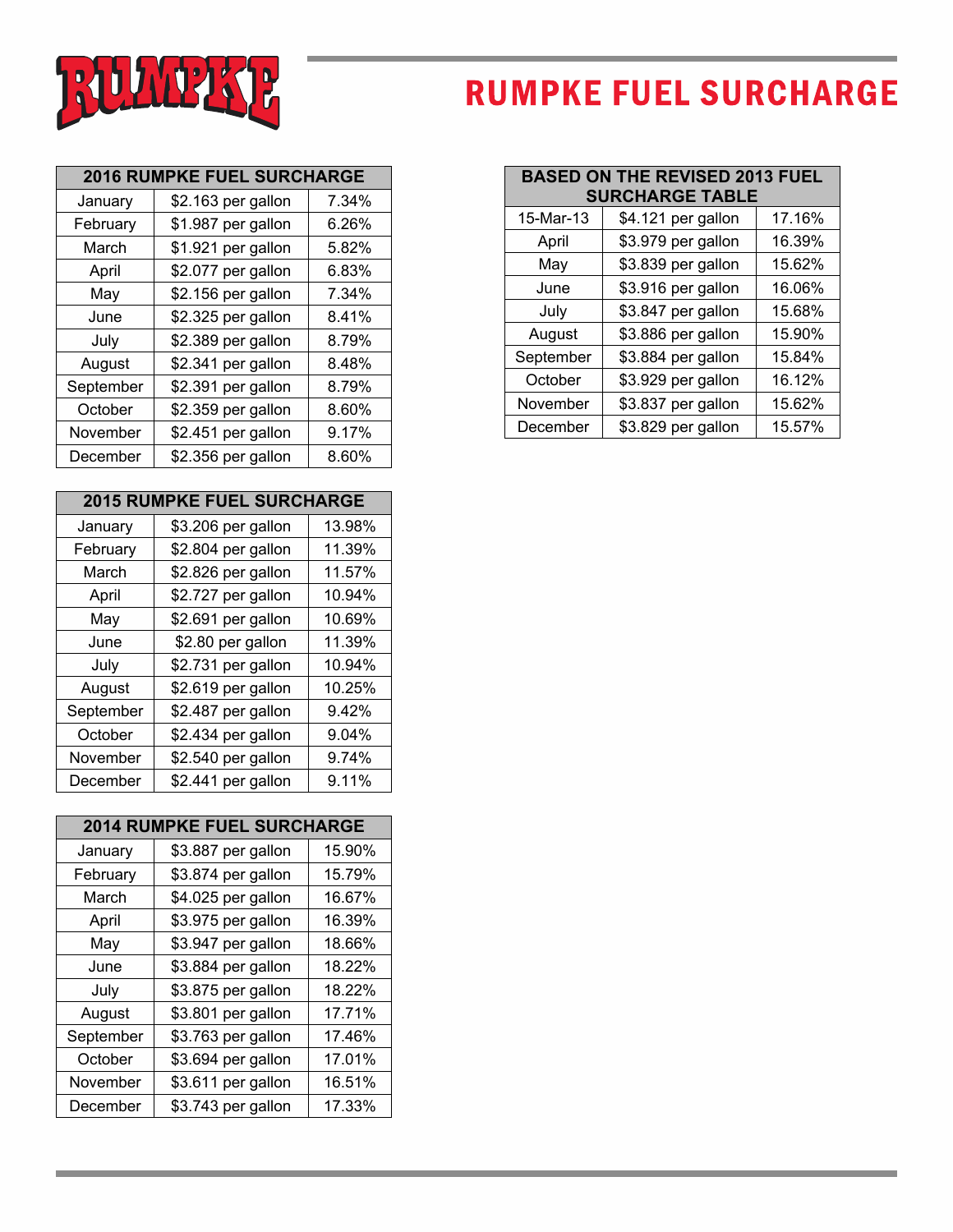# RUMPKE FUEL SURCHARGE

| 2016 RUMPKE FUEL SURCHARGE | | |
|---|---|---|
| January | $2.163 per gallon | 7.34% |
| February | $1.987 per gallon | 6.26% |
| March | $1.921 per gallon | 5.82% |
| April | $2.077 per gallon | 6.83% |
| May | $2.156 per gallon | 7.34% |
| June | $2.325 per gallon | 8.41% |
| July | $2.389 per gallon | 8.79% |
| August | $2.341 per gallon | 8.48% |
| September | $2.391 per gallon | 8.79% |
| October | $2.359 per gallon | 8.60% |
| November | $2.451 per gallon | 9.17% |
| December | $2.356 per gallon | 8.60% |

| 2015 RUMPKE FUEL SURCHARGE | | |
|---|---|---|
| January | $3.206 per gallon | 13.98% |
| February | $2.804 per gallon | 11.39% |
| March | $2.826 per gallon | 11.57% |
| April | $2.727 per gallon | 10.94% |
| May | $2.691 per gallon | 10.69% |
| June | $2.80 per gallon | 11.39% |
| July | $2.731 per gallon | 10.94% |
| August | $2.619 per gallon | 10.25% |
| September | $2.487 per gallon | 9.42% |
| October | $2.434 per gallon | 9.04% |
| November | $2.540 per gallon | 9.74% |
| December | $2.441 per gallon | 9.11% |

| 2014 RUMPKE FUEL SURCHARGE | | |
|---|---|---|
| January | $3.887 per gallon | 15.90% |
| February | $3.874 per gallon | 15.79% |
| March | $4.025 per gallon | 16.67% |
| April | $3.975 per gallon | 16.39% |
| May | $3.947 per gallon | 18.66% |
| June | $3.884 per gallon | 18.22% |
| July | $3.875 per gallon | 18.22% |
| August | $3.801 per gallon | 17.71% |
| September | $3.763 per gallon | 17.46% |
| October | $3.694 per gallon | 17.01% |
| November | $3.611 per gallon | 16.51% |
| December | $3.743 per gallon | 17.33% |

| BASED ON THE REVISED 2013 FUEL SURCHARGE TABLE | | |
|---|---|---|
| 15-Mar-13 | $4.121 per gallon | 17.16% |
| April | $3.979 per gallon | 16.39% |
| May | $3.839 per gallon | 15.62% |
| June | $3.916 per gallon | 16.06% |
| July | $3.847 per gallon | 15.68% |
| August | $3.886 per gallon | 15.90% |
| September | $3.884 per gallon | 15.84% |
| October | $3.929 per gallon | 16.12% |
| November | $3.837 per gallon | 15.62% |
| December | $3.829 per gallon | 15.57% |